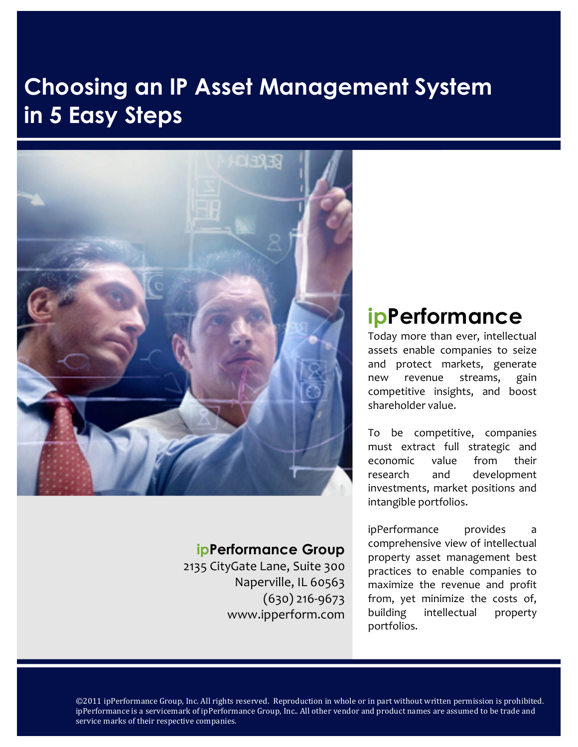# Choosing an IP Asset Management System in 5 Easy Steps

## ipPerformance

Today more than ever, intellectual assets enable companies to seize and protect markets, generate new revenue streams, gain competitive insights, and boost shareholder value.

To be competitive, companies must extract full strategic and economic value from their research and development investments, market positions and intangible portfolios.

ipPerformance provides a comprehensive view of intellectual property asset management best practices to enable companies to maximize the revenue and profit from, yet minimize the costs of, building intellectual property portfolios.

**ipPerformance Group**
2135 CityGate Lane, Suite 300
Naperville, IL 60563
(630) 216-9673
www.ipperform.com

©2011 ipPerformance Group, Inc. All rights reserved. Reproduction in whole or in part without written permission is prohibited. ipPerformance is a servicemark of ipPerformance Group, Inc.. All other vendor and product names are assumed to be trade and service marks of their respective companies.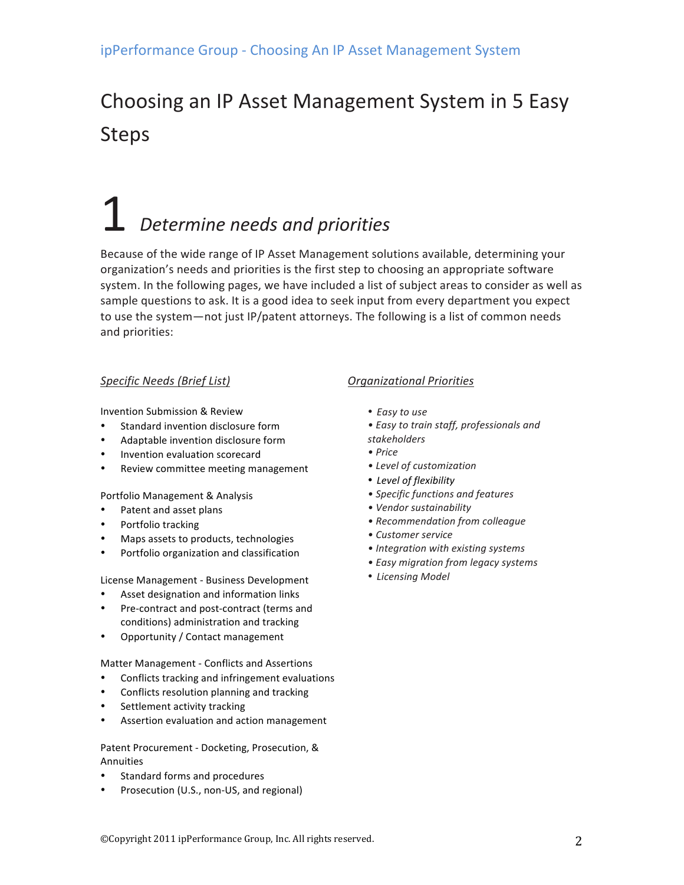# Choosing an IP Asset Management System in 5 Easy Steps

## 1 *Determine needs and priorities*

Because of the wide range of IP Asset Management solutions available, determining your organization's needs and priorities is the first step to choosing an appropriate software system. In the following pages, we have included a list of subject areas to consider as well as sample questions to ask. It is a good idea to seek input from every department you expect to use the system—not just IP/patent attorneys. The following is a list of common needs and priorities:

### *Specific Needs (Brief List)*

Invention Submission & Review

- Standard invention disclosure form
- Adaptable invention disclosure form
- Invention evaluation scorecard
- Review committee meeting management

Portfolio Management & Analysis

- Patent and asset plans
- Portfolio tracking
- Maps assets to products, technologies
- Portfolio organization and classification

License Management - Business Development

- Asset designation and information links
- Pre-contract and post-contract (terms and conditions) administration and tracking
- Opportunity / Contact management

Matter Management - Conflicts and Assertions

- Conflicts tracking and infringement evaluations
- Conflicts resolution planning and tracking
- Settlement activity tracking
- Assertion evaluation and action management

Patent Procurement - Docketing, Prosecution, & Annuities

- Standard forms and procedures
- Prosecution (U.S., non-US, and regional)

### *Organizational Priorities*

- *Easy to use*
- *Easy to train staff, professionals and stakeholders*
- *Price*
- *Level of customization*
- *Level of flexibility*
- *Specific functions and features*
- *Vendor sustainability*
- *Recommendation from colleague*
- *Customer service*
- *Integration with existing systems*
- *Easy migration from legacy systems*
- *Licensing Model*

©Copyright 2011 ipPerformance Group, Inc. All rights reserved.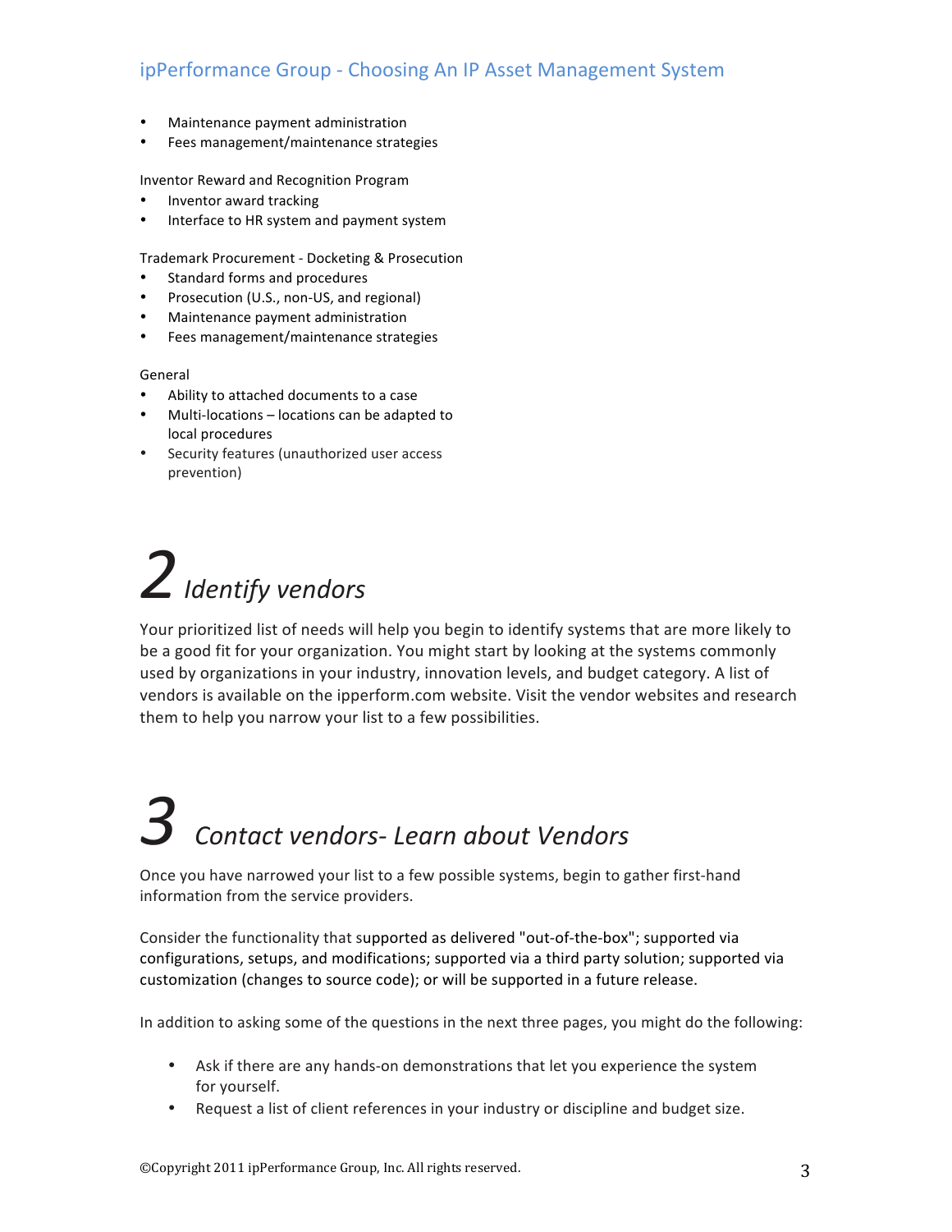- Maintenance payment administration
- Fees management/maintenance strategies

Inventor Reward and Recognition Program

- Inventor award tracking
- Interface to HR system and payment system

Trademark Procurement - Docketing & Prosecution

- Standard forms and procedures
- Prosecution (U.S., non-US, and regional)
- Maintenance payment administration
- Fees management/maintenance strategies

General

- Ability to attached documents to a case
- Multi-locations – locations can be adapted to local procedures
- Security features (unauthorized user access prevention)

# 2 *Identify vendors*

Your prioritized list of needs will help you begin to identify systems that are more likely to be a good fit for your organization. You might start by looking at the systems commonly used by organizations in your industry, innovation levels, and budget category. A list of vendors is available on the ipperform.com website. Visit the vendor websites and research them to help you narrow your list to a few possibilities.

# 3 *Contact vendors- Learn about Vendors*

Once you have narrowed your list to a few possible systems, begin to gather first-hand information from the service providers.

Consider the functionality that supported as delivered "out-of-the-box"; supported via configurations, setups, and modifications; supported via a third party solution; supported via customization (changes to source code); or will be supported in a future release.

In addition to asking some of the questions in the next three pages, you might do the following:

- Ask if there are any hands-on demonstrations that let you experience the system for yourself.
- Request a list of client references in your industry or discipline and budget size.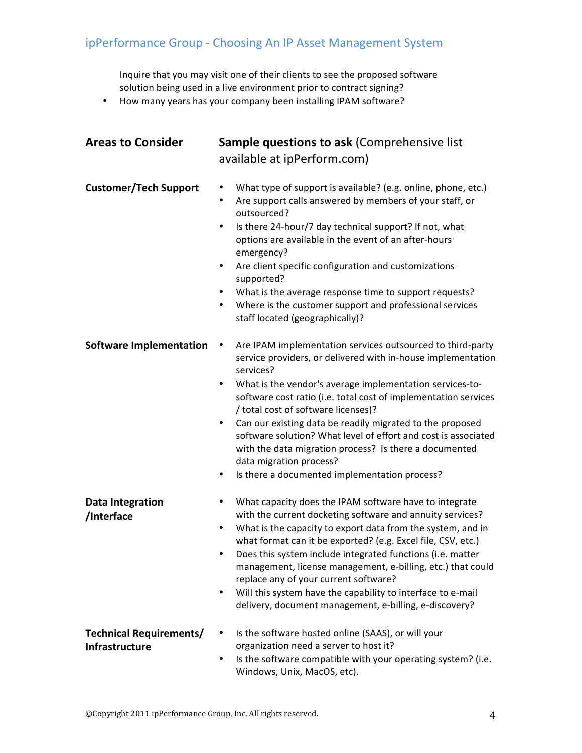Inquire that you may visit one of their clients to see the proposed software solution being used in a live environment prior to contract signing?

- How many years has your company been installing IPAM software?

| Areas to Consider | **Sample questions to ask** (Comprehensive list available at ipPerform.com) |
|---|---|
| **Customer/Tech Support** | • What type of support is available? (e.g. online, phone, etc.)<br>• Are support calls answered by members of your staff, or outsourced?<br>• Is there 24-hour/7 day technical support? If not, what options are available in the event of an after-hours emergency?<br>• Are client specific configuration and customizations supported?<br>• What is the average response time to support requests?<br>• Where is the customer support and professional services staff located (geographically)? |
| **Software Implementation** | • Are IPAM implementation services outsourced to third-party service providers, or delivered with in-house implementation services?<br>• What is the vendor's average implementation services-to-software cost ratio (i.e. total cost of implementation services / total cost of software licenses)?<br>• Can our existing data be readily migrated to the proposed software solution? What level of effort and cost is associated with the data migration process? Is there a documented data migration process?<br>• Is there a documented implementation process? |
| **Data Integration /Interface** | • What capacity does the IPAM software have to integrate with the current docketing software and annuity services?<br>• What is the capacity to export data from the system, and in what format can it be exported? (e.g. Excel file, CSV, etc.)<br>• Does this system include integrated functions (i.e. matter management, license management, e-billing, etc.) that could replace any of your current software?<br>• Will this system have the capability to interface to e-mail delivery, document management, e-billing, e-discovery? |
| **Technical Requirements/ Infrastructure** | • Is the software hosted online (SAAS), or will your organization need a server to host it?<br>• Is the software compatible with your operating system? (i.e. Windows, Unix, MacOS, etc). |

©Copyright 2011 ipPerformance Group, Inc. All rights reserved.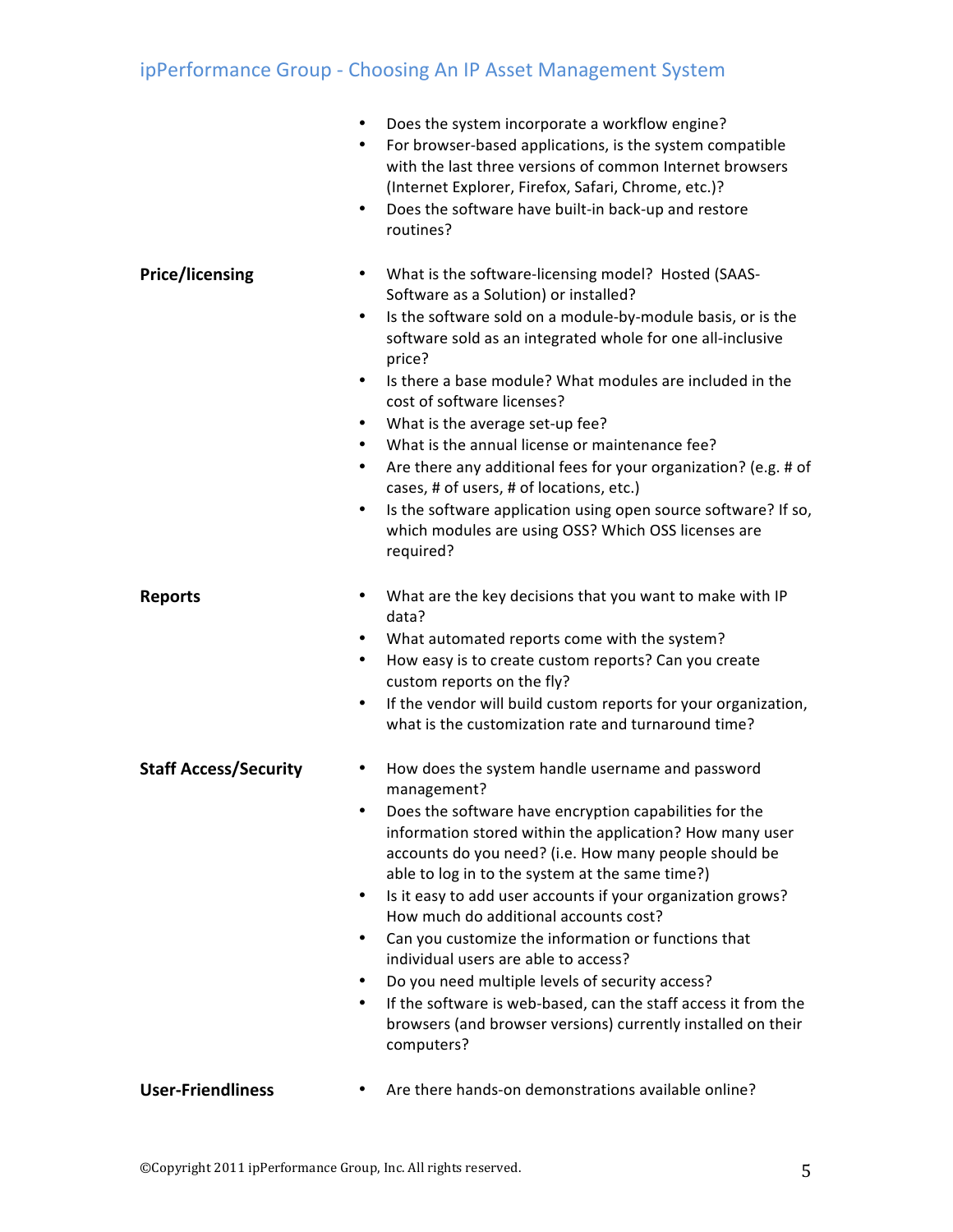- Does the system incorporate a workflow engine?
- For browser-based applications, is the system compatible with the last three versions of common Internet browsers (Internet Explorer, Firefox, Safari, Chrome, etc.)?
- Does the software have built-in back-up and restore routines?

**Price/licensing**

- What is the software-licensing model? Hosted (SAAS- Software as a Solution) or installed?
- Is the software sold on a module-by-module basis, or is the software sold as an integrated whole for one all-inclusive price?
- Is there a base module? What modules are included in the cost of software licenses?
- What is the average set-up fee?
- What is the annual license or maintenance fee?
- Are there any additional fees for your organization? (e.g. # of cases, # of users, # of locations, etc.)
- Is the software application using open source software? If so, which modules are using OSS? Which OSS licenses are required?

**Reports**

- What are the key decisions that you want to make with IP data?
- What automated reports come with the system?
- How easy is to create custom reports? Can you create custom reports on the fly?
- If the vendor will build custom reports for your organization, what is the customization rate and turnaround time?

**Staff Access/Security**

- How does the system handle username and password management?
- Does the software have encryption capabilities for the information stored within the application? How many user accounts do you need? (i.e. How many people should be able to log in to the system at the same time?)
- Is it easy to add user accounts if your organization grows? How much do additional accounts cost?
- Can you customize the information or functions that individual users are able to access?
- Do you need multiple levels of security access?
- If the software is web-based, can the staff access it from the browsers (and browser versions) currently installed on their computers?

**User-Friendliness**

- Are there hands-on demonstrations available online?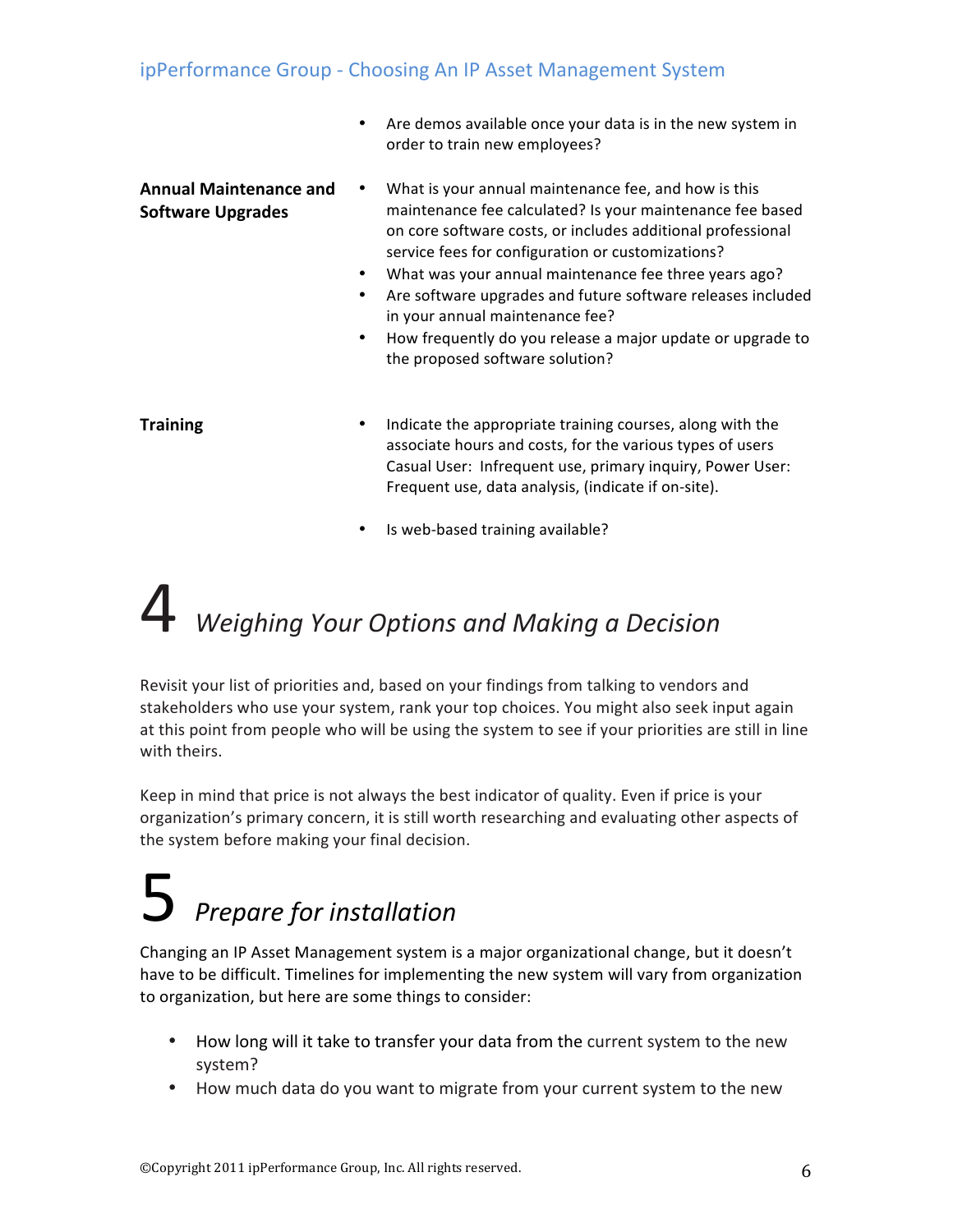- Are demos available once your data is in the new system in order to train new employees?

**Annual Maintenance and Software Upgrades**

- What is your annual maintenance fee, and how is this maintenance fee calculated? Is your maintenance fee based on core software costs, or includes additional professional service fees for configuration or customizations?
- What was your annual maintenance fee three years ago?
- Are software upgrades and future software releases included in your annual maintenance fee?
- How frequently do you release a major update or upgrade to the proposed software solution?

**Training**

- Indicate the appropriate training courses, along with the associate hours and costs, for the various types of users Casual User: Infrequent use, primary inquiry, Power User: Frequent use, data analysis, (indicate if on-site).
- Is web-based training available?

# 4 *Weighing Your Options and Making a Decision*

Revisit your list of priorities and, based on your findings from talking to vendors and stakeholders who use your system, rank your top choices. You might also seek input again at this point from people who will be using the system to see if your priorities are still in line with theirs.

Keep in mind that price is not always the best indicator of quality. Even if price is your organization's primary concern, it is still worth researching and evaluating other aspects of the system before making your final decision.

# 5 *Prepare for installation*

Changing an IP Asset Management system is a major organizational change, but it doesn't have to be difficult. Timelines for implementing the new system will vary from organization to organization, but here are some things to consider:

- How long will it take to transfer your data from the current system to the new system?
- How much data do you want to migrate from your current system to the new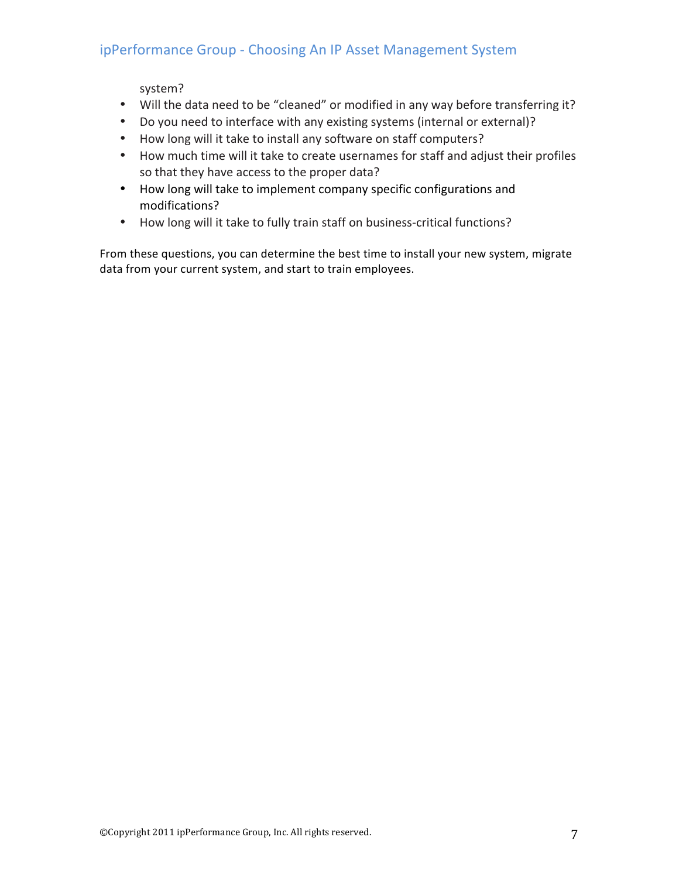system?

- Will the data need to be “cleaned” or modified in any way before transferring it?
- Do you need to interface with any existing systems (internal or external)?
- How long will it take to install any software on staff computers?
- How much time will it take to create usernames for staff and adjust their profiles so that they have access to the proper data?
- How long will take to implement company specific configurations and modifications?
- How long will it take to fully train staff on business-critical functions?

From these questions, you can determine the best time to install your new system, migrate data from your current system, and start to train employees.